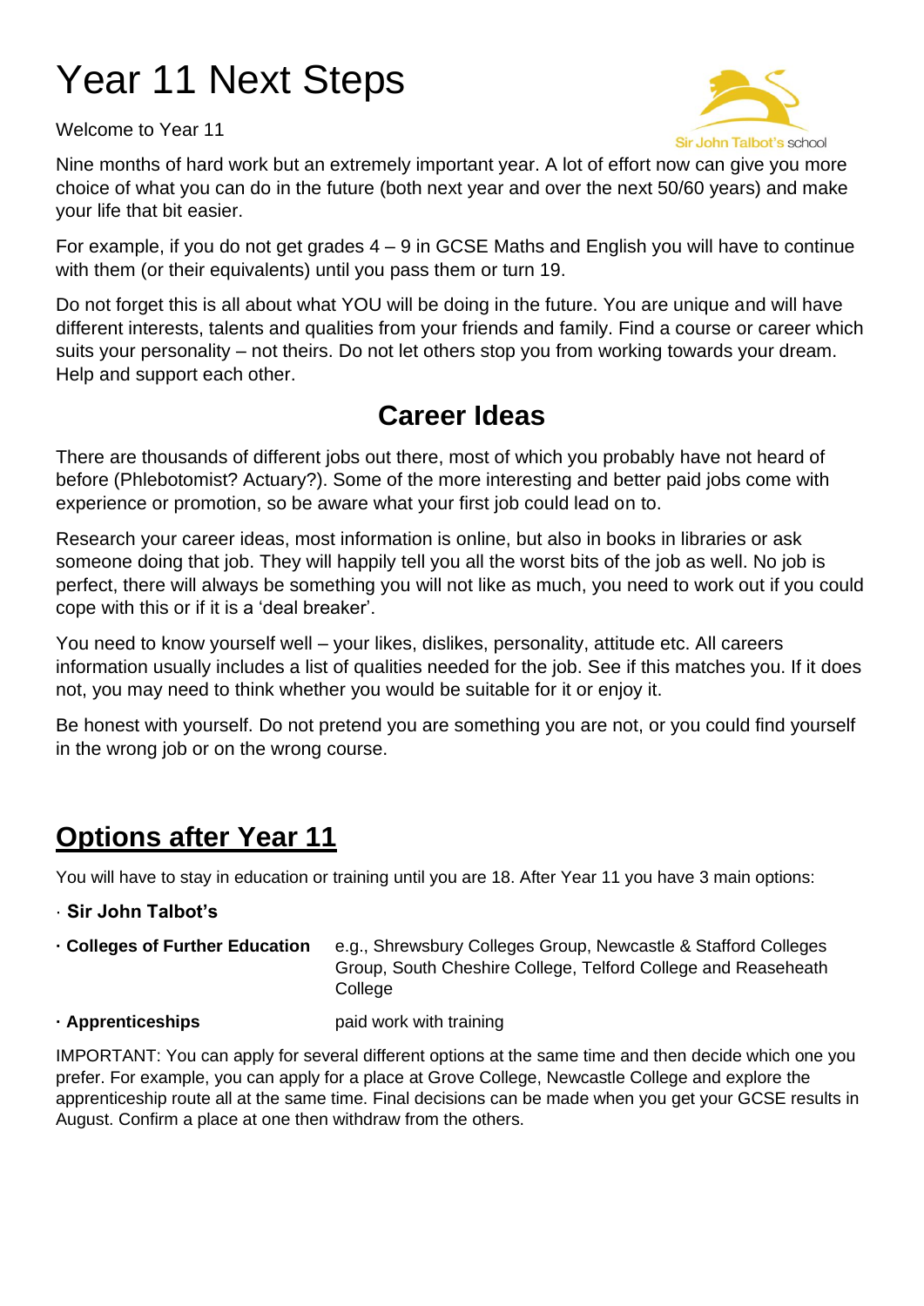# Year 11 Next Steps

Welcome to Year 11

Sir John Talbot's school

Nine months of hard work but an extremely important year. A lot of effort now can give you more choice of what you can do in the future (both next year and over the next 50/60 years) and make your life that bit easier.

For example, if you do not get grades 4 – 9 in GCSE Maths and English you will have to continue with them (or their equivalents) until you pass them or turn 19.

Do not forget this is all about what YOU will be doing in the future. You are unique and will have different interests, talents and qualities from your friends and family. Find a course or career which suits your personality – not theirs. Do not let others stop you from working towards your dream. Help and support each other.

## Career Ideas

There are thousands of different jobs out there, most of which you probably have not heard of before (Phlebotomist? Actuary?). Some of the more interesting and better paid jobs come with experience or promotion, so be aware what your first job could lead on to.

Research your career ideas, most information is online, but also in books in libraries or ask someone doing that job. They will happily tell you all the worst bits of the job as well. No job is perfect, there will always be something you will not like as much, you need to work out if you could cope with this or if it is a 'deal breaker'.

You need to know yourself well – your likes, dislikes, personality, attitude etc. All careers information usually includes a list of qualities needed for the job. See if this matches you. If it does not, you may need to think whether you would be suitable for it or enjoy it.

Be honest with yourself. Do not pretend you are something you are not, or you could find yourself in the wrong job or on the wrong course.

## Options after Year 11

You will have to stay in education or training until you are 18. After Year 11 you have 3 main options:

- **Sir John Talbot's**
- **Colleges of Further Education** e.g., Shrewsbury Colleges Group, Newcastle & Stafford Colleges Group, South Cheshire College, Telford College and Reaseheath College
- **Apprenticeships** paid work with training

IMPORTANT: You can apply for several different options at the same time and then decide which one you prefer. For example, you can apply for a place at Grove College, Newcastle College and explore the apprenticeship route all at the same time. Final decisions can be made when you get your GCSE results in August. Confirm a place at one then withdraw from the others.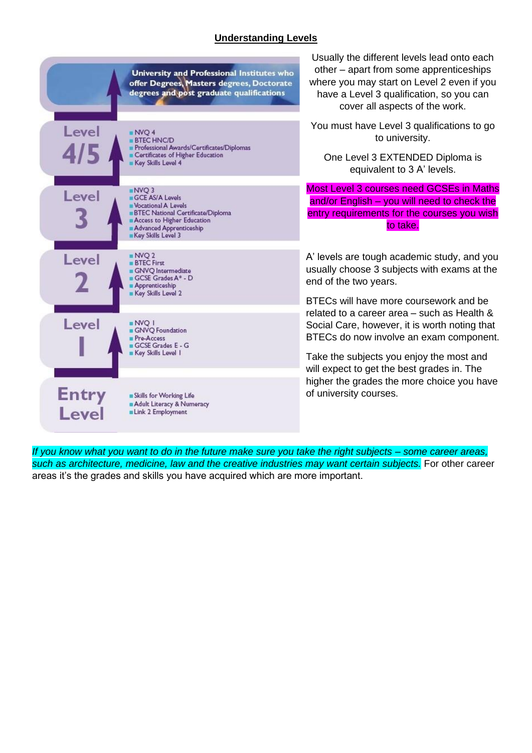## Understanding Levels

University and Professional Institutes who offer Degrees, Masters degrees, Doctorate degrees and post graduate qualifications

**Level 4/5**
- NVQ 4
- BTEC HNC/D
- Professional Awards/Certificates/Diplomas
- Certificates of Higher Education
- Key Skills Level 4

**Level 3**
- NVQ 3
- GCE AS/A Levels
- Vocational A Levels
- BTEC National Certificate/Diploma
- Access to Higher Education
- Advanced Apprenticeship
- Key Skills Level 3

**Level 2**
- NVQ 2
- BTEC First
- GNVQ Intermediate
- GCSE Grades A* - D
- Apprenticeship
- Key Skills Level 2

**Level 1**
- NVQ 1
- GNVQ Foundation
- Pre-Access
- GCSE Grades E - G
- Key Skills Level 1

**Entry Level**
- Skills for Working Life
- Adult Literacy & Numeracy
- Link 2 Employment

Usually the different levels lead onto each other – apart from some apprenticeships where you may start on Level 2 even if you have a Level 3 qualification, so you can cover all aspects of the work.

You must have Level 3 qualifications to go to university.

One Level 3 EXTENDED Diploma is equivalent to 3 A' levels.

Most Level 3 courses need GCSEs in Maths and/or English – you will need to check the entry requirements for the courses you wish to take.

A' levels are tough academic study, and you usually choose 3 subjects with exams at the end of the two years.

BTECs will have more coursework and be related to a career area – such as Health & Social Care, however, it is worth noting that BTECs do now involve an exam component.

Take the subjects you enjoy the most and will expect to get the best grades in. The higher the grades the more choice you have of university courses.

*If you know what you want to do in the future make sure you take the right subjects – some career areas, such as architecture, medicine, law and the creative industries may want certain subjects.* For other career areas it's the grades and skills you have acquired which are more important.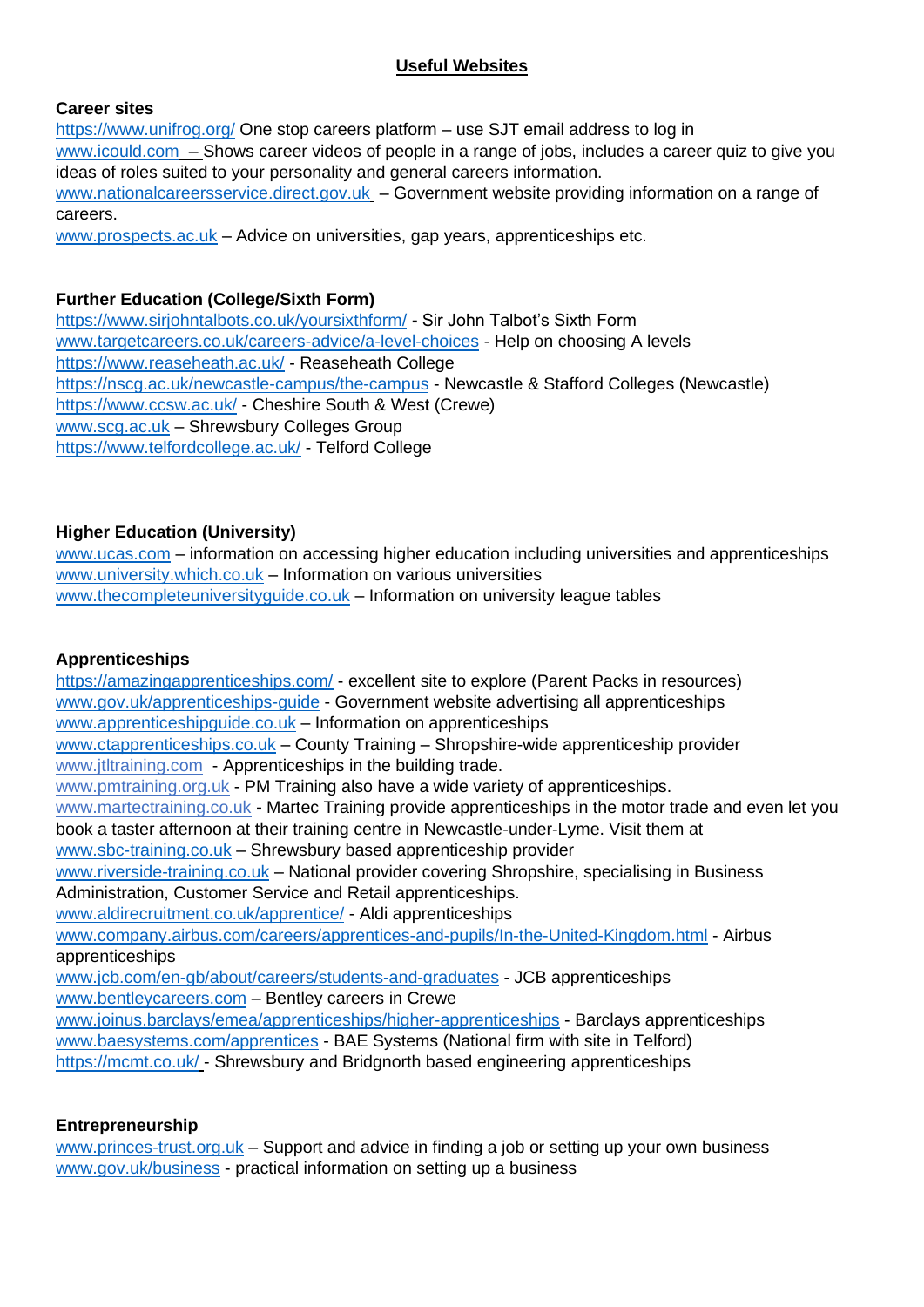# Useful Websites

**Career sites**

https://www.unifrog.org/ One stop careers platform – use SJT email address to log in
www.icould.com – Shows career videos of people in a range of jobs, includes a career quiz to give you ideas of roles suited to your personality and general careers information.
www.nationalcareersservice.direct.gov.uk – Government website providing information on a range of careers.
www.prospects.ac.uk – Advice on universities, gap years, apprenticeships etc.

**Further Education (College/Sixth Form)**

https://www.sirjohntalbots.co.uk/yoursixthform/ **-** Sir John Talbot's Sixth Form
www.targetcareers.co.uk/careers-advice/a-level-choices - Help on choosing A levels
https://www.reaseheath.ac.uk/ - Reaseheath College
https://nscg.ac.uk/newcastle-campus/the-campus - Newcastle & Stafford Colleges (Newcastle)
https://www.ccsw.ac.uk/ - Cheshire South & West (Crewe)
www.scg.ac.uk – Shrewsbury Colleges Group
https://www.telfordcollege.ac.uk/ - Telford College

**Higher Education (University)**

www.ucas.com – information on accessing higher education including universities and apprenticeships
www.university.which.co.uk – Information on various universities
www.thecompleteuniversityguide.co.uk – Information on university league tables

**Apprenticeships**

https://amazingapprenticeships.com/ - excellent site to explore (Parent Packs in resources)
www.gov.uk/apprenticeships-guide - Government website advertising all apprenticeships
www.apprenticeshipguide.co.uk – Information on apprenticeships
www.ctapprenticeships.co.uk – County Training – Shropshire-wide apprenticeship provider
www.jtltraining.com - Apprenticeships in the building trade.
www.pmtraining.org.uk - PM Training also have a wide variety of apprenticeships.
www.martectraining.co.uk **-** Martec Training provide apprenticeships in the motor trade and even let you book a taster afternoon at their training centre in Newcastle-under-Lyme. Visit them at
www.sbc-training.co.uk – Shrewsbury based apprenticeship provider
www.riverside-training.co.uk – National provider covering Shropshire, specialising in Business Administration, Customer Service and Retail apprenticeships.
www.aldirecruitment.co.uk/apprentice/ - Aldi apprenticeships
www.company.airbus.com/careers/apprentices-and-pupils/In-the-United-Kingdom.html - Airbus apprenticeships
www.jcb.com/en-gb/about/careers/students-and-graduates - JCB apprenticeships
www.bentleycareers.com – Bentley careers in Crewe
www.joinus.barclays/emea/apprenticeships/higher-apprenticeships - Barclays apprenticeships
www.baesystems.com/apprentices - BAE Systems (National firm with site in Telford)
https://mcmt.co.uk/ - Shrewsbury and Bridgnorth based engineering apprenticeships

**Entrepreneurship**

www.princes-trust.org.uk – Support and advice in finding a job or setting up your own business
www.gov.uk/business - practical information on setting up a business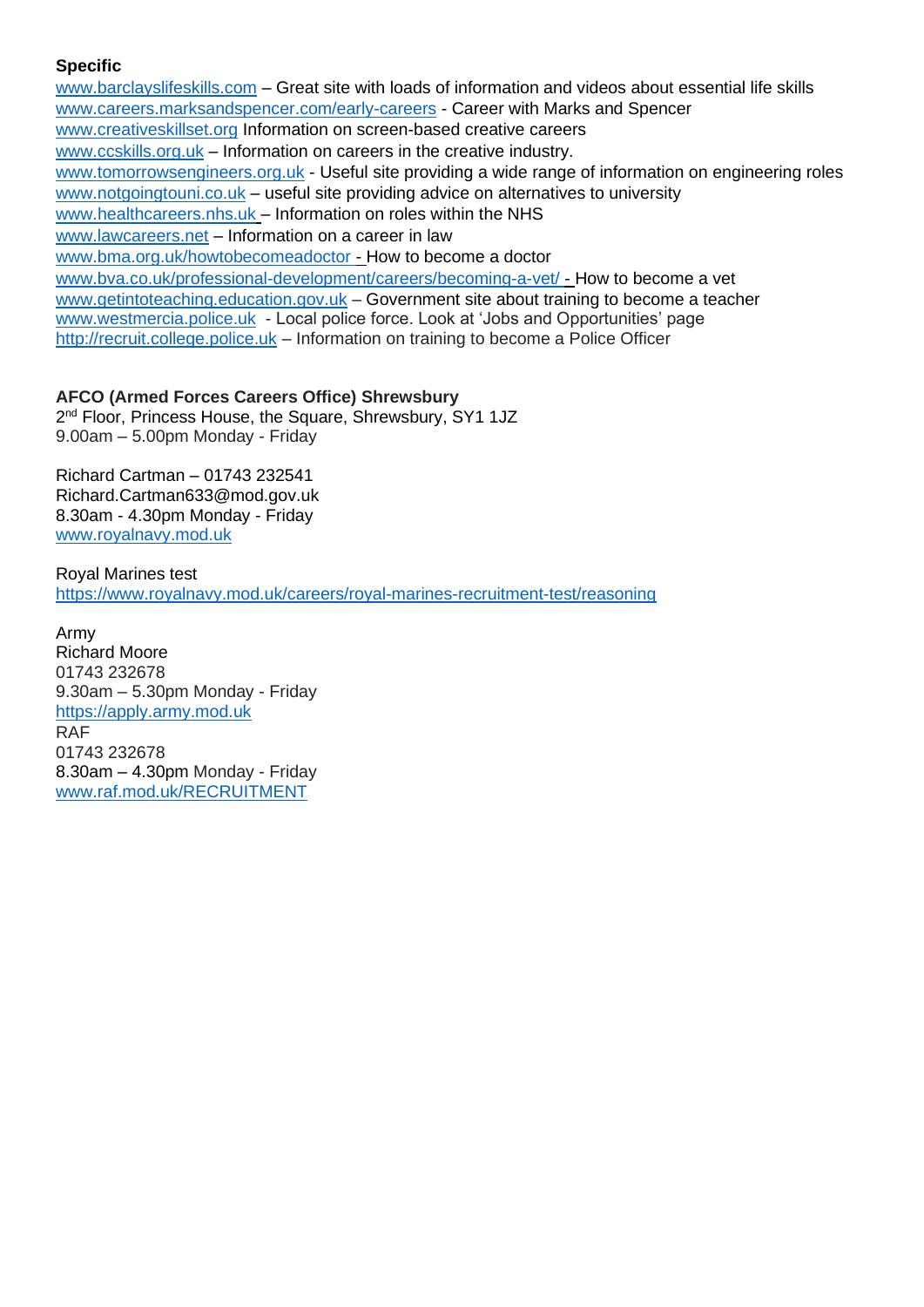**Specific**

www.barclayslifeskills.com – Great site with loads of information and videos about essential life skills
www.careers.marksandspencer.com/early-careers - Career with Marks and Spencer
www.creativeskillset.org Information on screen-based creative careers
www.ccskills.org.uk – Information on careers in the creative industry.
www.tomorrowsengineers.org.uk - Useful site providing a wide range of information on engineering roles
www.notgoingtouni.co.uk – useful site providing advice on alternatives to university
www.healthcareers.nhs.uk – Information on roles within the NHS
www.lawcareers.net – Information on a career in law
www.bma.org.uk/howtobecomeadoctor - How to become a doctor
www.bva.co.uk/professional-development/careers/becoming-a-vet/ - How to become a vet
www.getintoteaching.education.gov.uk – Government site about training to become a teacher
www.westmercia.police.uk - Local police force. Look at 'Jobs and Opportunities' page
http://recruit.college.police.uk – Information on training to become a Police Officer

**AFCO (Armed Forces Careers Office) Shrewsbury**
2nd Floor, Princess House, the Square, Shrewsbury, SY1 1JZ
9.00am – 5.00pm Monday - Friday

Richard Cartman – 01743 232541
Richard.Cartman633@mod.gov.uk
8.30am - 4.30pm Monday - Friday
www.royalnavy.mod.uk

Royal Marines test
https://www.royalnavy.mod.uk/careers/royal-marines-recruitment-test/reasoning

Army
Richard Moore
01743 232678
9.30am – 5.30pm Monday - Friday
https://apply.army.mod.uk
RAF
01743 232678
8.30am – 4.30pm Monday - Friday
www.raf.mod.uk/RECRUITMENT